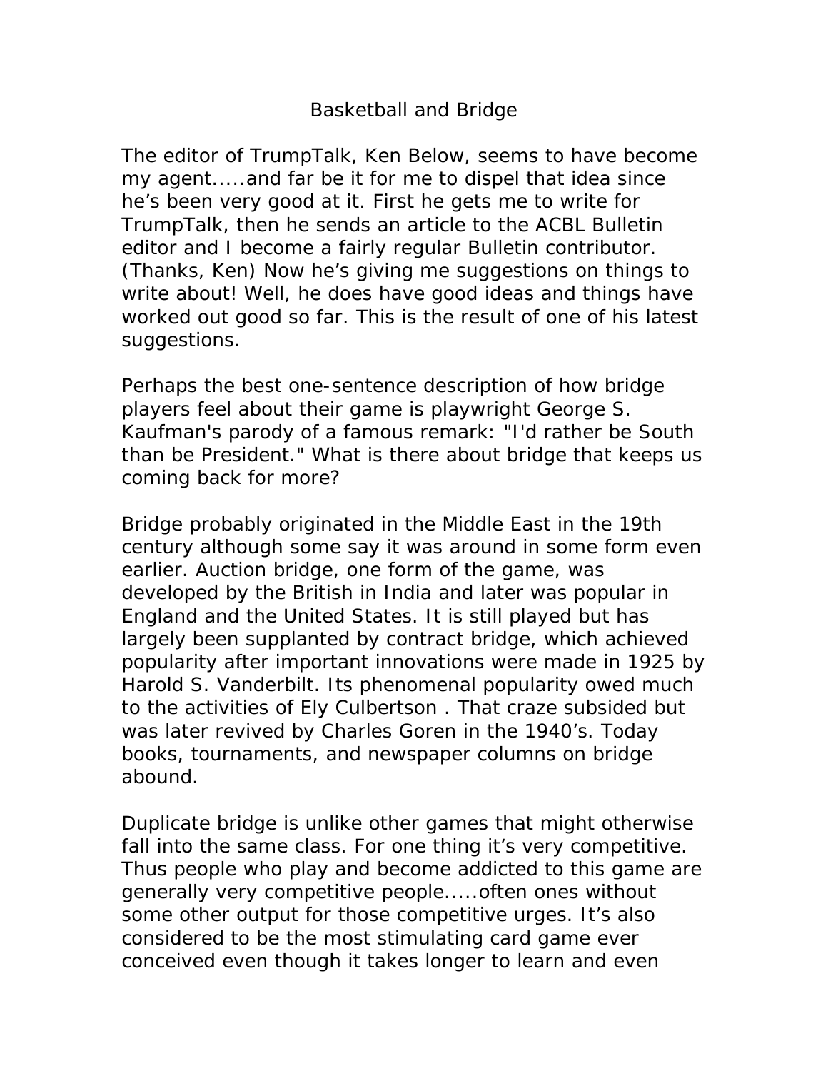# Basketball and Bridge

The editor of TrumpTalk, Ken Below, seems to have become my agent.....and far be it for me to dispel that idea since he's been very good at it. First he gets me to write for TrumpTalk, then he sends an article to the ACBL Bulletin editor and I become a fairly regular Bulletin contributor. (Thanks, Ken) Now he's giving me suggestions on things to write about! Well, he does have good ideas and things have worked out good so far. This is the result of one of his latest suggestions.

Perhaps the best one-sentence description of how bridge players feel about their game is playwright George S. Kaufman's parody of a famous remark: "I'd rather be South than be President." What is there about bridge that keeps us coming back for more?

Bridge probably originated in the Middle East in the 19th century although some say it was around in some form even earlier. Auction bridge, one form of the game, was developed by the British in India and later was popular in England and the United States. It is still played but has largely been supplanted by contract bridge, which achieved popularity after important innovations were made in 1925 by Harold S. Vanderbilt. Its phenomenal popularity owed much to the activities of Ely Culbertson . That craze subsided but was later revived by Charles Goren in the 1940's. Today books, tournaments, and newspaper columns on bridge abound.

Duplicate bridge is unlike other games that might otherwise fall into the same class. For one thing it's very competitive. Thus people who play and become addicted to this game are generally very competitive people.....often ones without some other output for those competitive urges. It's also considered to be the most stimulating card game ever conceived even though it takes longer to learn and even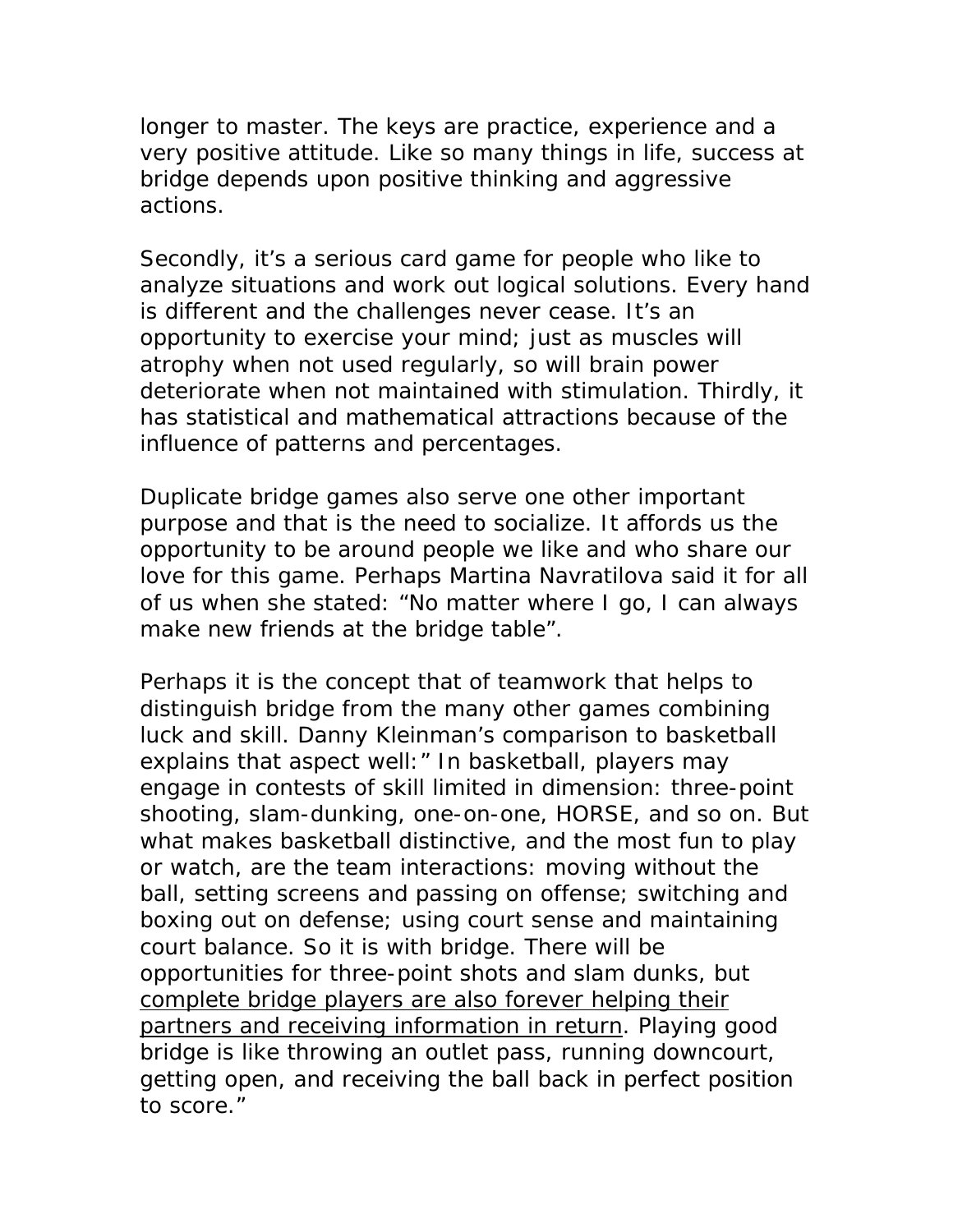longer to master. The keys are practice, experience and a very positive attitude. Like so many things in life, success at bridge depends upon positive thinking and aggressive actions.

Secondly, it's a serious card game for people who like to analyze situations and work out logical solutions. Every hand is different and the challenges never cease. It's an opportunity to exercise your mind; just as muscles will atrophy when not used regularly, so will brain power deteriorate when not maintained with stimulation. Thirdly, it has statistical and mathematical attractions because of the influence of patterns and percentages.

Duplicate bridge games also serve one other important purpose and that is the need to socialize. It affords us the opportunity to be around people we like and who share our love for this game. Perhaps Martina Navratilova said it for all of us when she stated: "No matter where I go, I can always make new friends at the bridge table".

Perhaps it is the concept that of teamwork that helps to distinguish bridge from the many other games combining luck and skill. Danny Kleinman's comparison to basketball explains that aspect well:" In basketball, players may engage in contests of skill limited in dimension: three-point shooting, slam-dunking, one-on-one, HORSE, and so on. But what makes basketball distinctive, and the most fun to play or watch, are the team interactions: moving without the ball, setting screens and passing on offense; switching and boxing out on defense; using court sense and maintaining court balance. So it is with bridge. There will be opportunities for three-point shots and slam dunks, but <u>complete bridge players are also forever helping their partners and receiving information in return</u>. Playing good bridge is like throwing an outlet pass, running downcourt, getting open, and receiving the ball back in perfect position to score."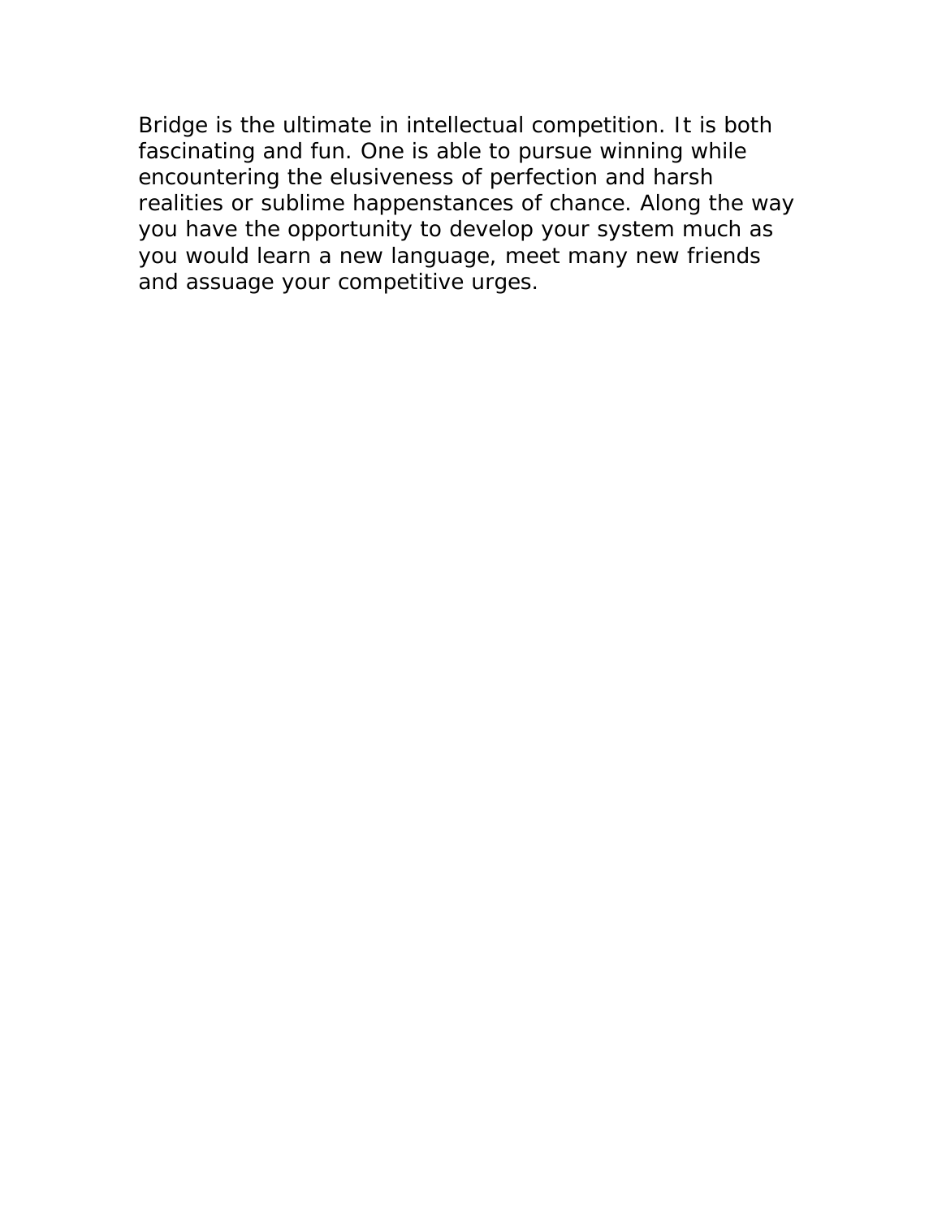Bridge is the ultimate in intellectual competition. It is both fascinating and fun. One is able to pursue winning while encountering the elusiveness of perfection and harsh realities or sublime happenstances of chance. Along the way you have the opportunity to develop your system much as you would learn a new language, meet many new friends and assuage your competitive urges.